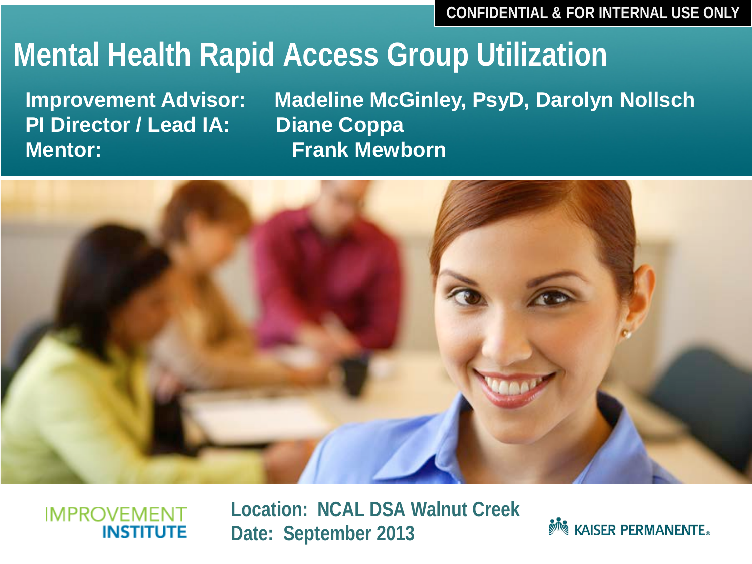CONFIDENTIAL & FOR INTERNAL USE ONLY

# Mental Health Rapid Access Group Utilization

**Improvement Advisor:** Madeline McGinley, PsyD, Darolyn Nollsch
**PI Director / Lead IA:** Diane Coppa
**Mentor:** Frank Mewborn

IMPROVEMENT INSTITUTE

**Location: NCAL DSA Walnut Creek**
**Date: September 2013**

KAISER PERMANENTE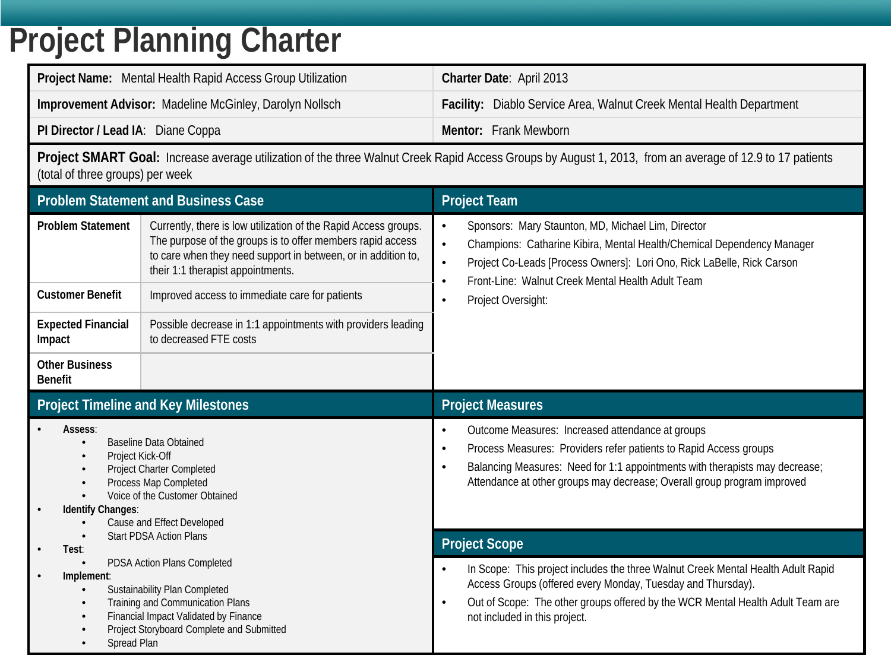# Project Planning Charter

| | |
|---|---|
| **Project Name:** Mental Health Rapid Access Group Utilization | **Charter Date**: April 2013 |
| **Improvement Advisor:** Madeline McGinley, Darolyn Nollsch | **Facility:** Diablo Service Area, Walnut Creek Mental Health Department |
| **PI Director / Lead IA**: Diane Coppa | **Mentor:** Frank Mewborn |

**Project SMART Goal:** Increase average utilization of the three Walnut Creek Rapid Access Groups by August 1, 2013, from an average of 12.9 to 17 patients (total of three groups) per week

## Problem Statement and Business Case

| | |
|---|---|
| **Problem Statement** | Currently, there is low utilization of the Rapid Access groups. The purpose of the groups is to offer members rapid access to care when they need support in between, or in addition to, their 1:1 therapist appointments. |
| **Customer Benefit** | Improved access to immediate care for patients |
| **Expected Financial Impact** | Possible decrease in 1:1 appointments with providers leading to decreased FTE costs |
| **Other Business Benefit** | |

## Project Team

- Sponsors: Mary Staunton, MD, Michael Lim, Director
- Champions: Catharine Kibira, Mental Health/Chemical Dependency Manager
- Project Co-Leads [Process Owners]: Lori Ono, Rick LaBelle, Rick Carson
- Front-Line: Walnut Creek Mental Health Adult Team
- Project Oversight:

## Project Timeline and Key Milestones

- **Assess**:
  - Baseline Data Obtained
  - Project Kick-Off
  - Project Charter Completed
  - Process Map Completed
  - Voice of the Customer Obtained
- **Identify Changes**:
  - Cause and Effect Developed
  - Start PDSA Action Plans
- **Test**:
  - PDSA Action Plans Completed
- **Implement**:
  - Sustainability Plan Completed
  - Training and Communication Plans
  - Financial Impact Validated by Finance
  - Project Storyboard Complete and Submitted
  - Spread Plan

## Project Measures

- Outcome Measures: Increased attendance at groups
- Process Measures: Providers refer patients to Rapid Access groups
- Balancing Measures: Need for 1:1 appointments with therapists may decrease; Attendance at other groups may decrease; Overall group program improved

## Project Scope

- In Scope: This project includes the three Walnut Creek Mental Health Adult Rapid Access Groups (offered every Monday, Tuesday and Thursday).
- Out of Scope: The other groups offered by the WCR Mental Health Adult Team are not included in this project.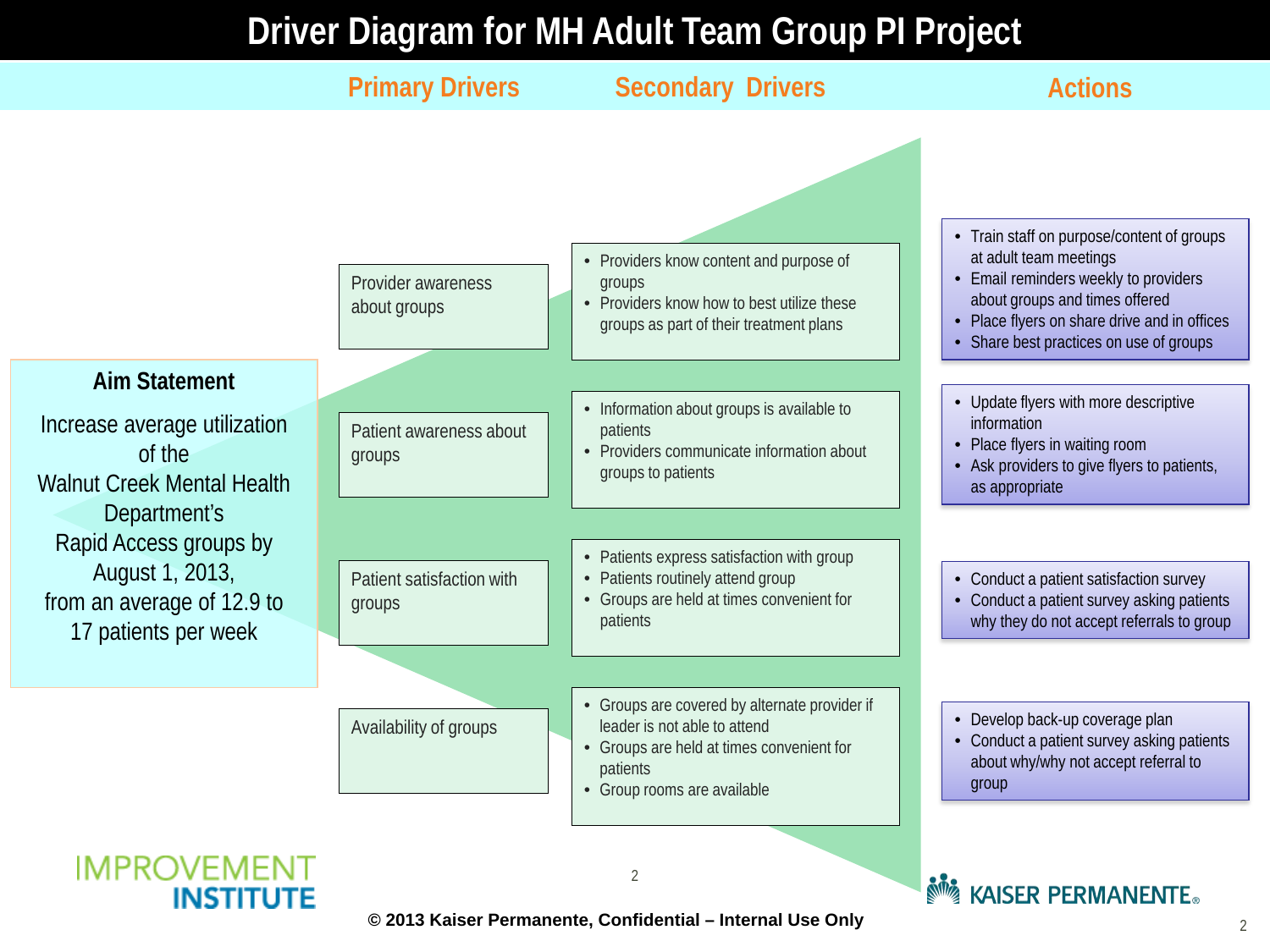# Driver Diagram for MH Adult Team Group PI Project

## Aim Statement

Increase average utilization of the Walnut Creek Mental Health Department's Rapid Access groups by August 1, 2013, from an average of 12.9 to 17 patients per week

| Primary Drivers | Secondary Drivers | Actions |
|---|---|---|
| Provider awareness about groups | • Providers know content and purpose of groups<br>• Providers know how to best utilize these groups as part of their treatment plans | • Train staff on purpose/content of groups at adult team meetings<br>• Email reminders weekly to providers about groups and times offered<br>• Place flyers on share drive and in offices<br>• Share best practices on use of groups |
| Patient awareness about groups | • Information about groups is available to patients<br>• Providers communicate information about groups to patients | • Update flyers with more descriptive information<br>• Place flyers in waiting room<br>• Ask providers to give flyers to patients, as appropriate |
| Patient satisfaction with groups | • Patients express satisfaction with group<br>• Patients routinely attend group<br>• Groups are held at times convenient for patients | • Conduct a patient satisfaction survey<br>• Conduct a patient survey asking patients why they do not accept referrals to group |
| Availability of groups | • Groups are covered by alternate provider if leader is not able to attend<br>• Groups are held at times convenient for patients<br>• Group rooms are available | • Develop back-up coverage plan<br>• Conduct a patient survey asking patients about why/why not accept referral to group |

IMPROVEMENT INSTITUTE

KAISER PERMANENTE

© 2013 Kaiser Permanente, Confidential – Internal Use Only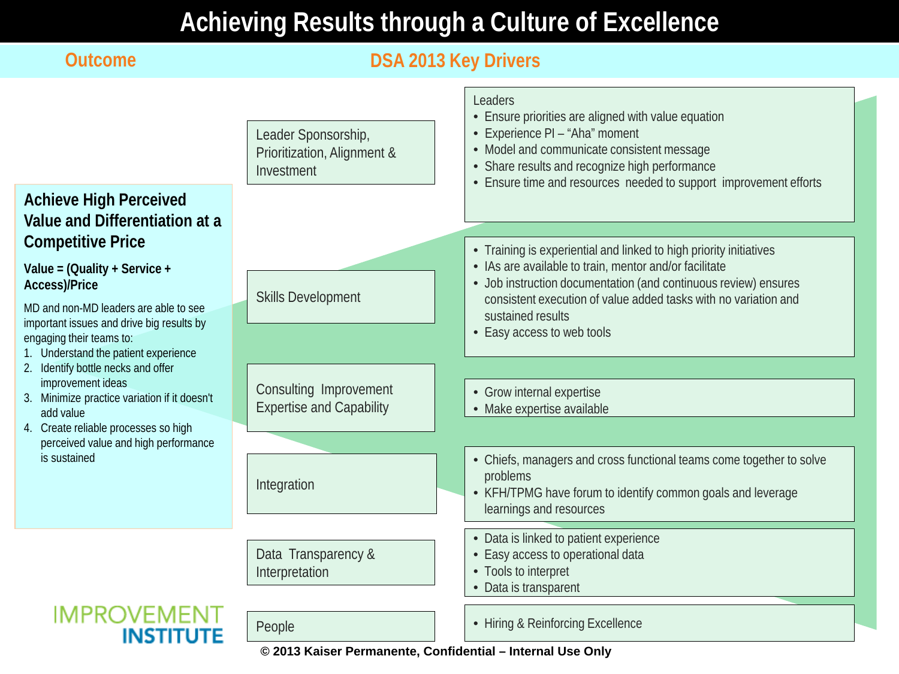# Achieving Results through a Culture of Excellence

| Outcome | DSA 2013 Key Drivers | |
|---|---|---|
| **Achieve High Perceived Value and Differentiation at a Competitive Price** | Leader Sponsorship, Prioritization, Alignment & Investment | Leaders<br>• Ensure priorities are aligned with value equation<br>• Experience PI – "Aha" moment<br>• Model and communicate consistent message<br>• Share results and recognize high performance<br>• Ensure time and resources needed to support improvement efforts |
| | Skills Development | • Training is experiential and linked to high priority initiatives<br>• IAs are available to train, mentor and/or facilitate<br>• Job instruction documentation (and continuous review) ensures consistent execution of value added tasks with no variation and sustained results<br>• Easy access to web tools |
| | Consulting Improvement Expertise and Capability | • Grow internal expertise<br>• Make expertise available |
| | Integration | • Chiefs, managers and cross functional teams come together to solve problems<br>• KFH/TPMG have forum to identify common goals and leverage learnings and resources |
| | Data Transparency & Interpretation | • Data is linked to patient experience<br>• Easy access to operational data<br>• Tools to interpret<br>• Data is transparent |
| | People | • Hiring & Reinforcing Excellence |

**Value = (Quality + Service + Access)/Price**

MD and non-MD leaders are able to see important issues and drive big results by engaging their teams to:

1. Understand the patient experience
2. Identify bottle necks and offer improvement ideas
3. Minimize practice variation if it doesn't add value
4. Create reliable processes so high perceived value and high performance is sustained

IMPROVEMENT INSTITUTE

**© 2013 Kaiser Permanente, Confidential – Internal Use Only**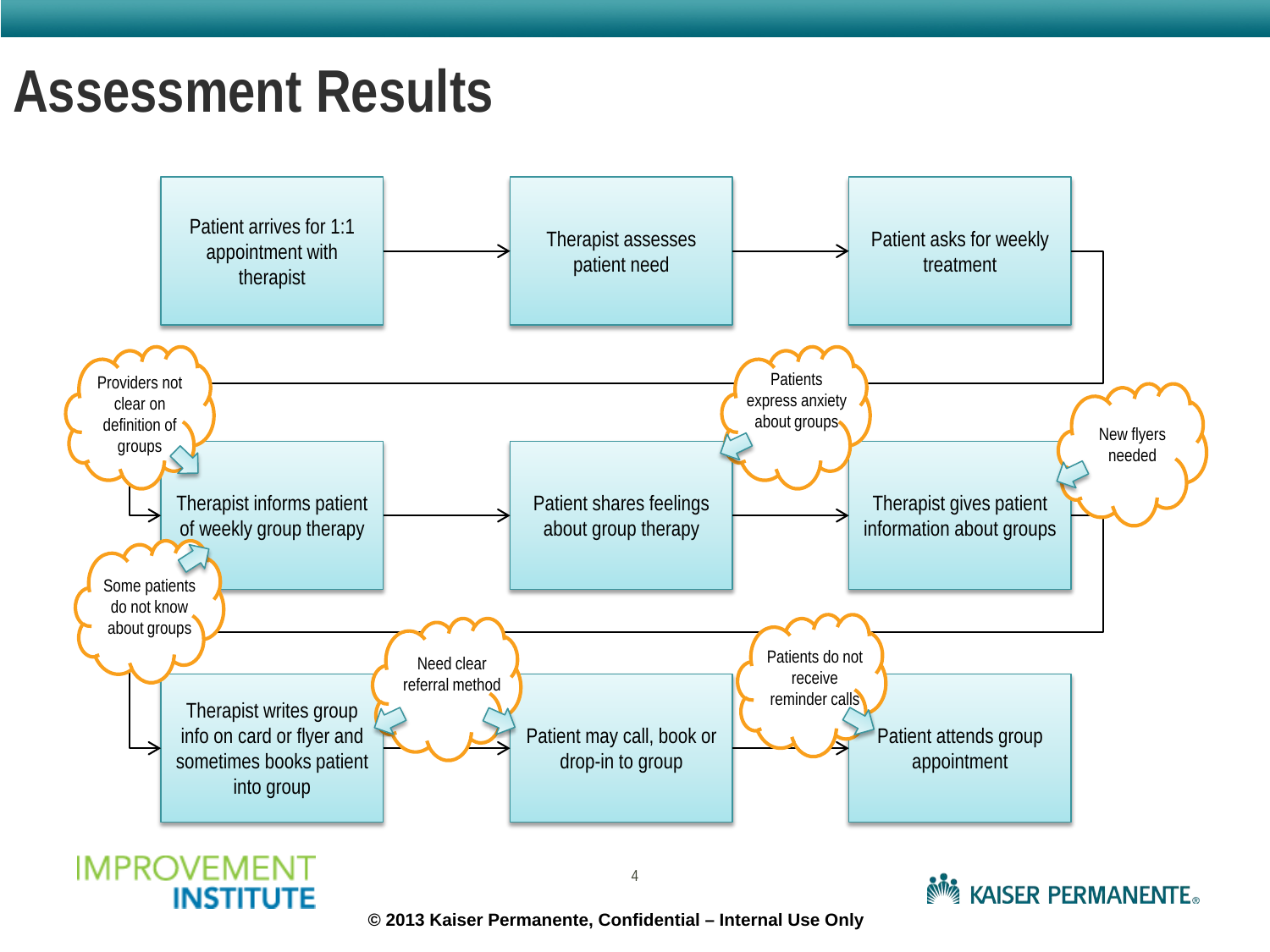# Assessment Results

Patient arrives for 1:1 appointment with therapist → Therapist assesses patient need → Patient asks for weekly treatment

Therapist informs patient of weekly group therapy → Patient shares feelings about group therapy → Therapist gives patient information about groups

Therapist writes group info on card or flyer and sometimes books patient into group → Patient may call, book or drop-in to group → Patient attends group appointment

- Providers not clear on definition of groups
- Some patients do not know about groups
- Patients express anxiety about groups
- New flyers needed
- Need clear referral method
- Patients do not receive reminder calls

IMPROVEMENT INSTITUTE

KAISER PERMANENTE®

© 2013 Kaiser Permanente, Confidential – Internal Use Only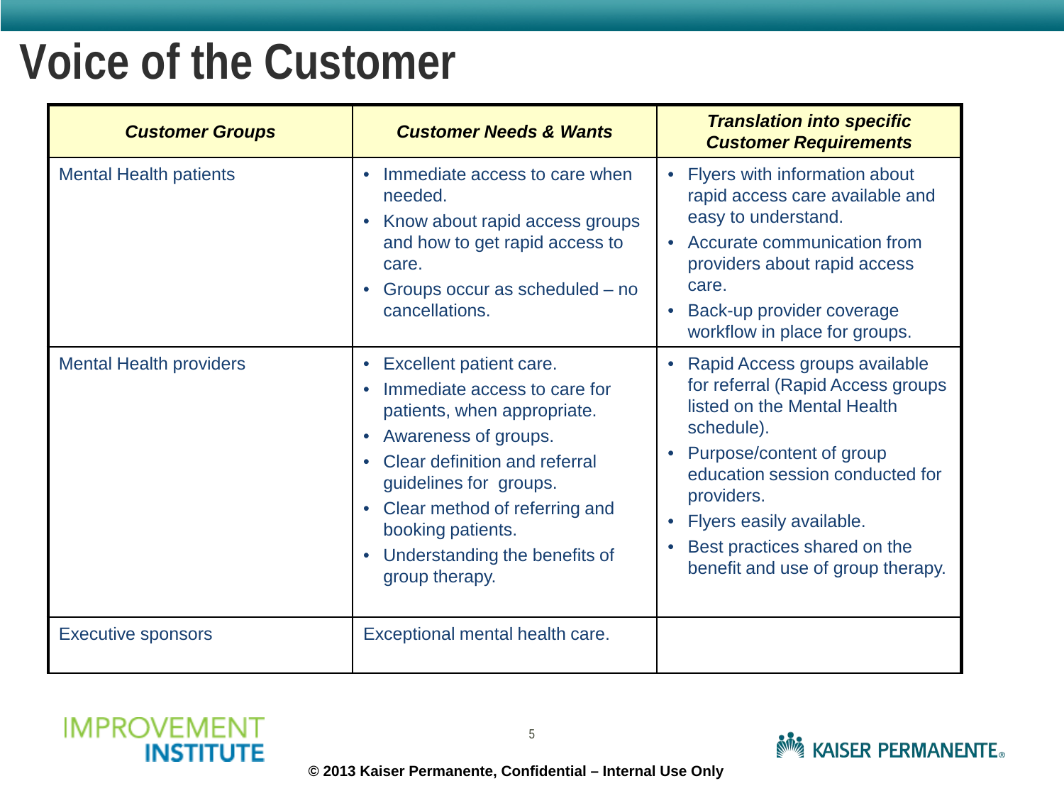# Voice of the Customer

| ***Customer Groups*** | ***Customer Needs & Wants*** | ***Translation into specific Customer Requirements*** |
|---|---|---|
| Mental Health patients | • Immediate access to care when needed.<br>• Know about rapid access groups and how to get rapid access to care.<br>• Groups occur as scheduled – no cancellations. | • Flyers with information about rapid access care available and easy to understand.<br>• Accurate communication from providers about rapid access care.<br>• Back-up provider coverage workflow in place for groups. |
| Mental Health providers | • Excellent patient care.<br>• Immediate access to care for patients, when appropriate.<br>• Awareness of groups.<br>• Clear definition and referral guidelines for groups.<br>• Clear method of referring and booking patients.<br>• Understanding the benefits of group therapy. | • Rapid Access groups available for referral (Rapid Access groups listed on the Mental Health schedule).<br>• Purpose/content of group education session conducted for providers.<br>• Flyers easily available.<br>• Best practices shared on the benefit and use of group therapy. |
| Executive sponsors | Exceptional mental health care. | |

**© 2013 Kaiser Permanente, Confidential – Internal Use Only**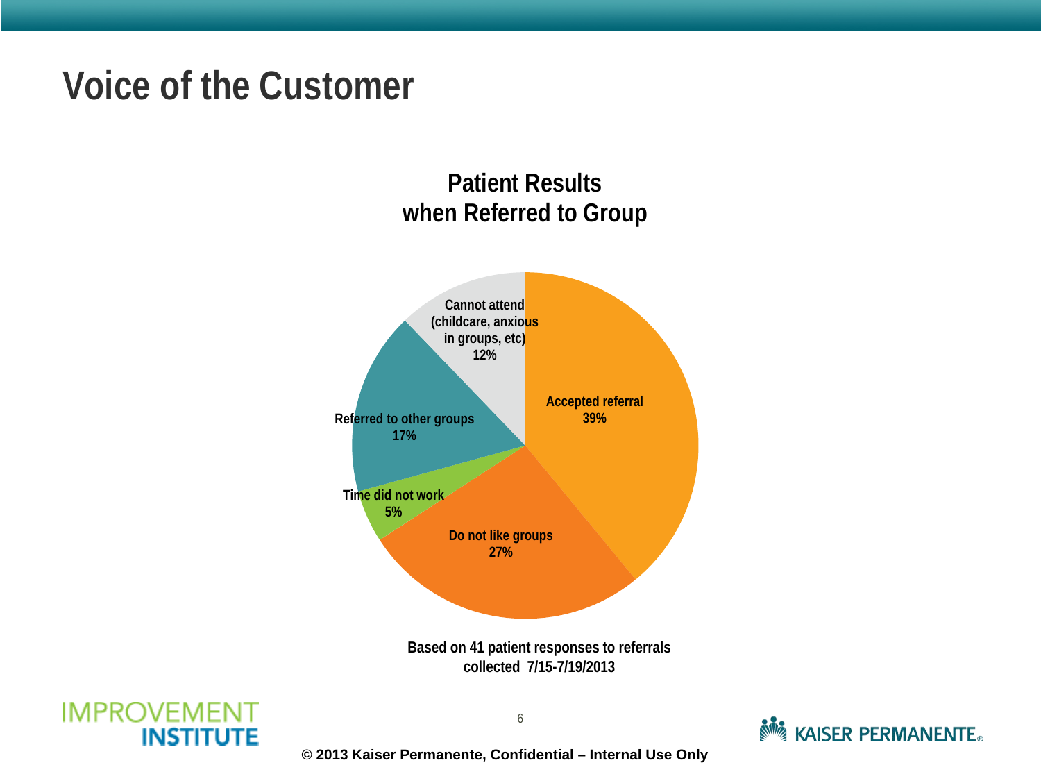# Voice of the Customer

**Patient Results when Referred to Group**

| Category | Percentage |
|---|---|
| Accepted referral | 39% |
| Do not like groups | 27% |
| Time did not work | 5% |
| Referred to other groups | 17% |
| Cannot attend (childcare, anxious in groups, etc) | 12% |

**Based on 41 patient responses to referrals collected 7/15-7/19/2013**

**© 2013 Kaiser Permanente, Confidential – Internal Use Only**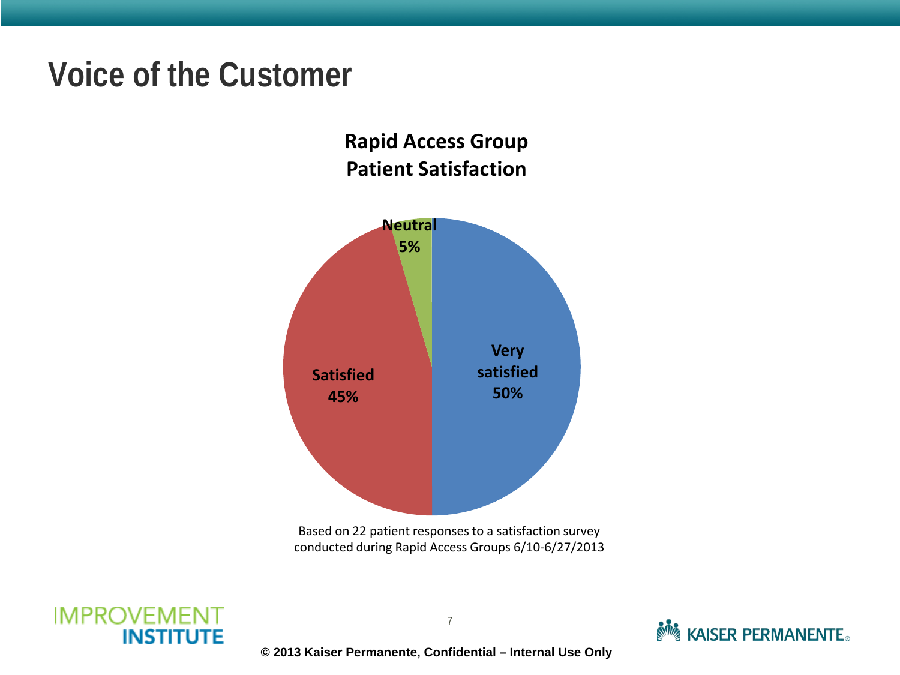# Voice of the Customer

**Rapid Access Group Patient Satisfaction**

| Response | Percentage |
| --- | --- |
| Very satisfied | 50% |
| Satisfied | 45% |
| Neutral | 5% |

Based on 22 patient responses to a satisfaction survey conducted during Rapid Access Groups 6/10-6/27/2013

IMPROVEMENT INSTITUTE

KAISER PERMANENTE®

**© 2013 Kaiser Permanente, Confidential – Internal Use Only**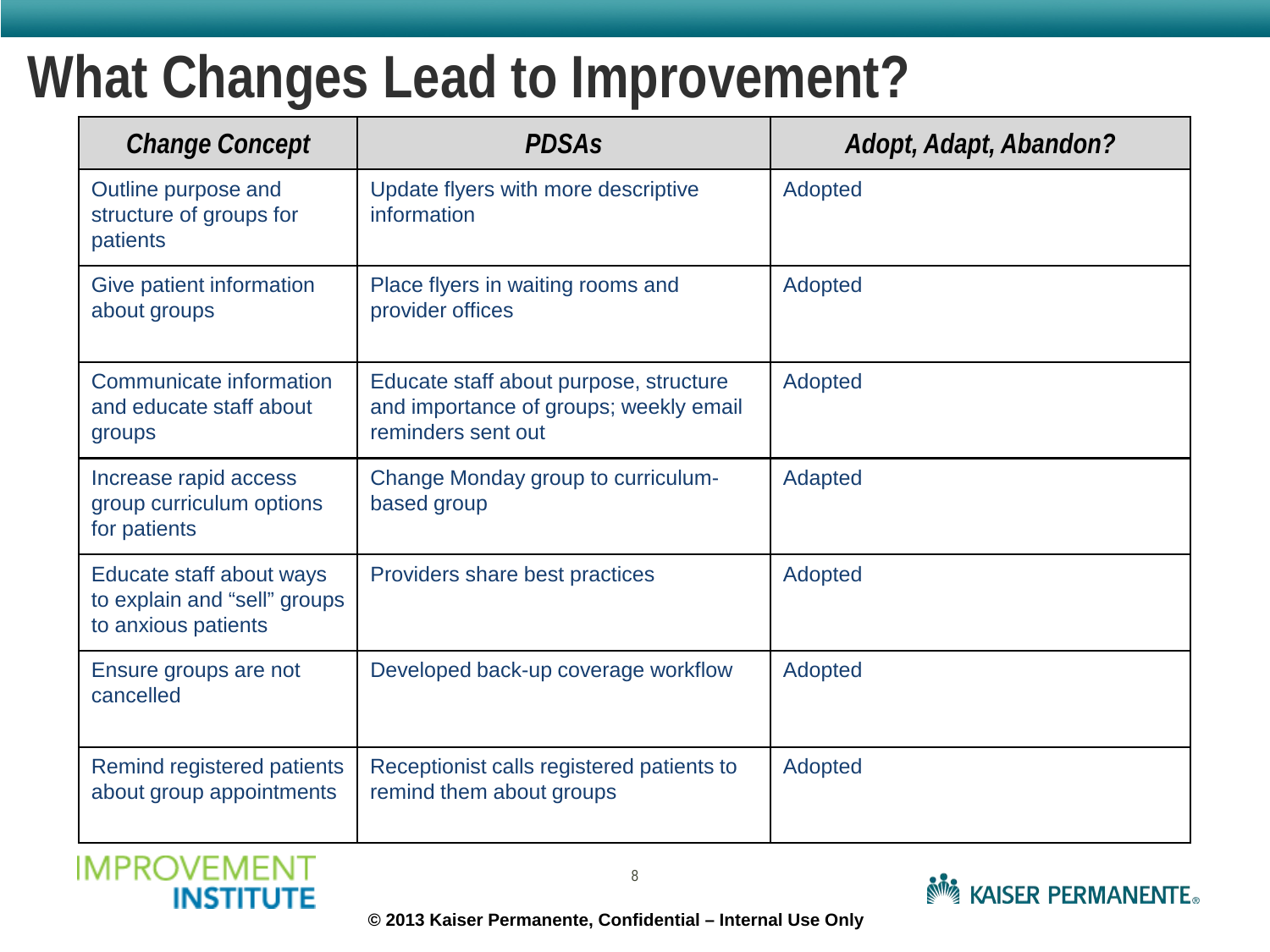# What Changes Lead to Improvement?

| *Change Concept* | *PDSAs* | *Adopt, Adapt, Abandon?* |
| --- | --- | --- |
| Outline purpose and structure of groups for patients | Update flyers with more descriptive information | Adopted |
| Give patient information about groups | Place flyers in waiting rooms and provider offices | Adopted |
| Communicate information and educate staff about groups | Educate staff about purpose, structure and importance of groups; weekly email reminders sent out | Adopted |
| Increase rapid access group curriculum options for patients | Change Monday group to curriculum-based group | Adapted |
| Educate staff about ways to explain and "sell" groups to anxious patients | Providers share best practices | Adopted |
| Ensure groups are not cancelled | Developed back-up coverage workflow | Adopted |
| Remind registered patients about group appointments | Receptionist calls registered patients to remind them about groups | Adopted |

© 2013 Kaiser Permanente, Confidential – Internal Use Only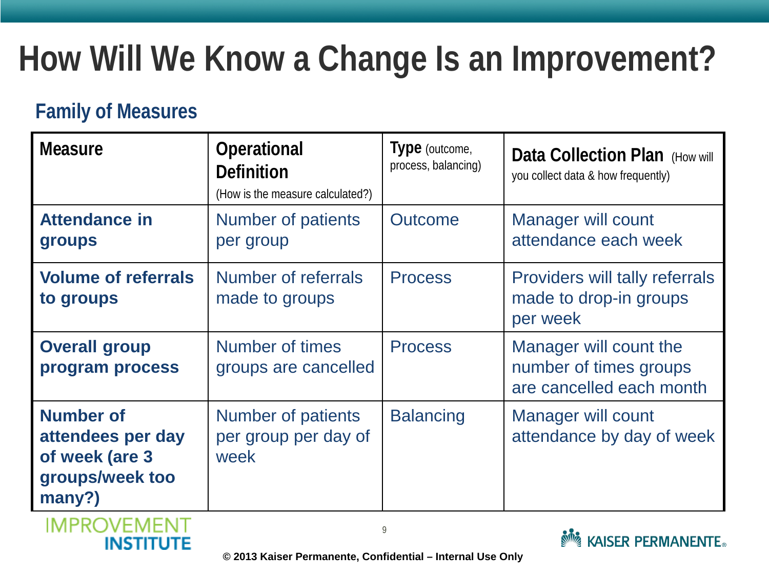# How Will We Know a Change Is an Improvement?

## Family of Measures

| Measure | Operational Definition (How is the measure calculated?) | Type (outcome, process, balancing) | Data Collection Plan (How will you collect data & how frequently) |
|---|---|---|---|
| **Attendance in groups** | Number of patients per group | Outcome | Manager will count attendance each week |
| **Volume of referrals to groups** | Number of referrals made to groups | Process | Providers will tally referrals made to drop-in groups per week |
| **Overall group program process** | Number of times groups are cancelled | Process | Manager will count the number of times groups are cancelled each month |
| **Number of attendees per day of week (are 3 groups/week too many?)** | Number of patients per group per day of week | Balancing | Manager will count attendance by day of week |

© 2013 Kaiser Permanente, Confidential – Internal Use Only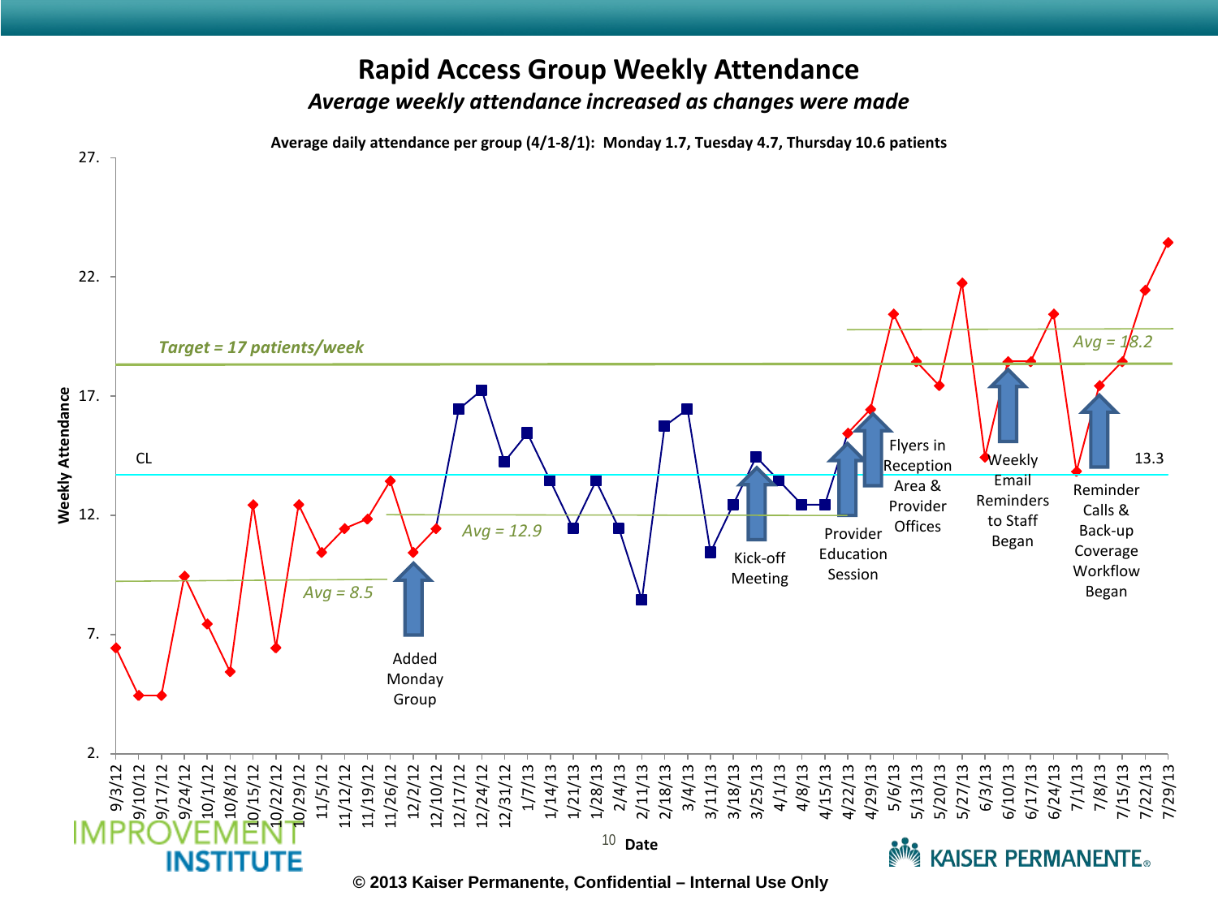# Rapid Access Group Weekly Attendance

*Average weekly attendance increased as changes were made*

**Average daily attendance per group (4/1-8/1): Monday 1.7, Tuesday 4.7, Thursday 10.6 patients**

*Target = 17 patients/week*

CL

13.3

*Avg = 8.5*

*Avg = 12.9*

*Avg = 18.2*

Added Monday Group

Kick-off Meeting

Provider Education Session

Flyers in Reception Area & Provider Offices

Weekly Email Reminders to Staff Began

Reminder Calls & Back-up Coverage Workflow Began

Weekly Attendance

Date

© 2013 Kaiser Permanente, Confidential – Internal Use Only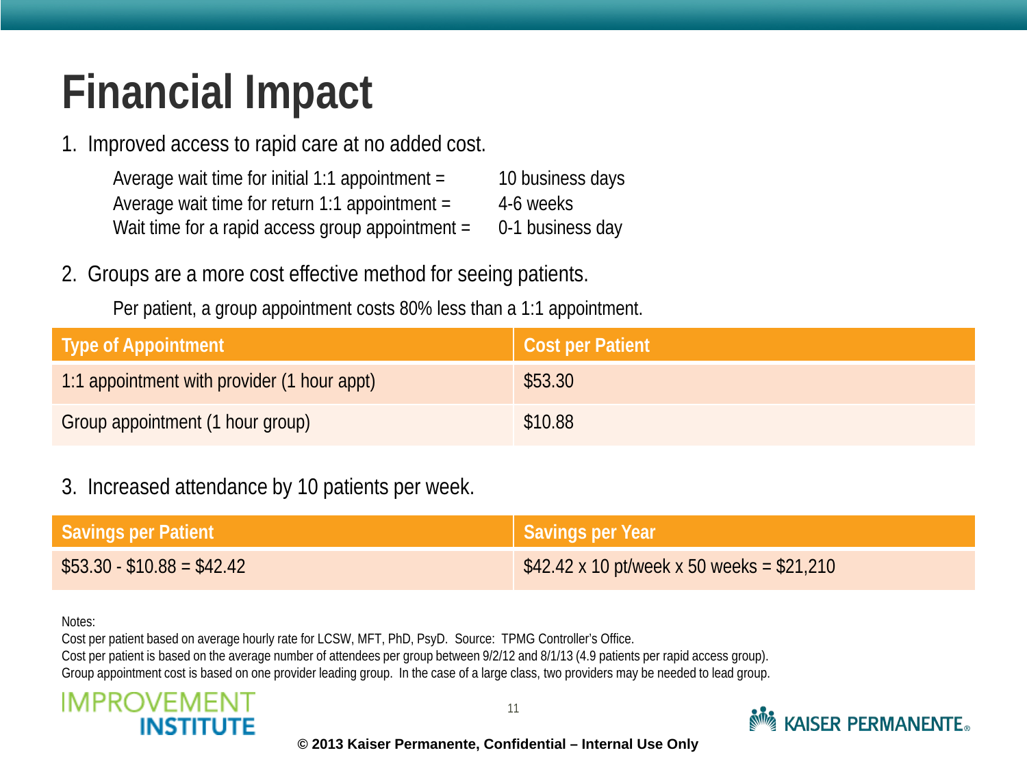# Financial Impact

1. Improved access to rapid care at no added cost.

   Average wait time for initial 1:1 appointment = 10 business days
   Average wait time for return 1:1 appointment = 4-6 weeks
   Wait time for a rapid access group appointment = 0-1 business day

2. Groups are a more cost effective method for seeing patients.

   Per patient, a group appointment costs 80% less than a 1:1 appointment.

| Type of Appointment | Cost per Patient |
|---|---|
| 1:1 appointment with provider (1 hour appt) | $53.30 |
| Group appointment (1 hour group) | $10.88 |

3. Increased attendance by 10 patients per week.

| Savings per Patient | Savings per Year |
|---|---|
| $53.30 - $10.88 = $42.42 | $42.42 x 10 pt/week x 50 weeks = $21,210 |

Notes:
Cost per patient based on average hourly rate for LCSW, MFT, PhD, PsyD. Source: TPMG Controller's Office.
Cost per patient is based on the average number of attendees per group between 9/2/12 and 8/1/13 (4.9 patients per rapid access group).
Group appointment cost is based on one provider leading group. In the case of a large class, two providers may be needed to lead group.

© 2013 Kaiser Permanente, Confidential – Internal Use Only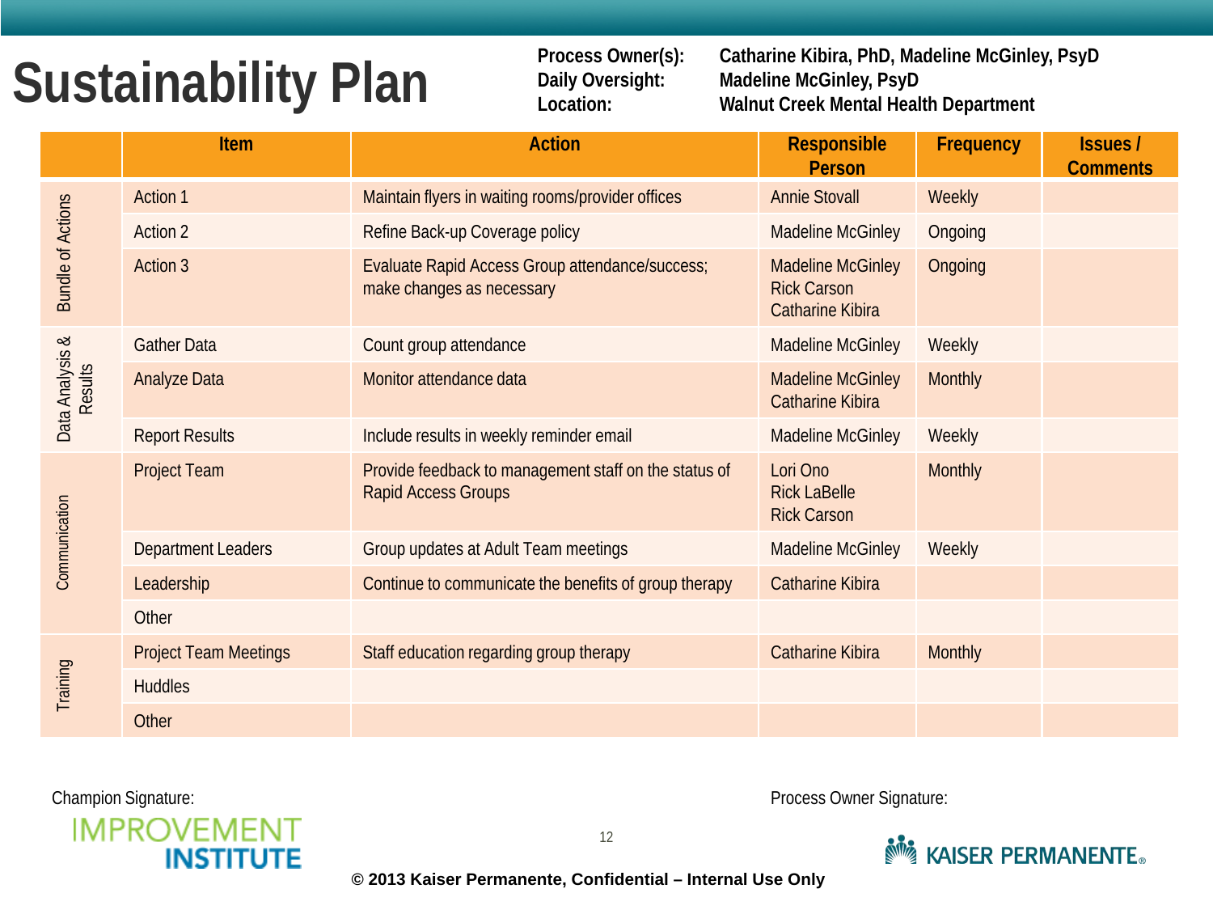# Sustainability Plan

**Process Owner(s):** Catharine Kibira, PhD, Madeline McGinley, PsyD
**Daily Oversight:** Madeline McGinley, PsyD
**Location:** Walnut Creek Mental Health Department

| | Item | Action | Responsible Person | Frequency | Issues / Comments |
|---|---|---|---|---|---|
| Bundle of Actions | Action 1 | Maintain flyers in waiting rooms/provider offices | Annie Stovall | Weekly | |
| | Action 2 | Refine Back-up Coverage policy | Madeline McGinley | Ongoing | |
| | Action 3 | Evaluate Rapid Access Group attendance/success; make changes as necessary | Madeline McGinley<br>Rick Carson<br>Catharine Kibira | Ongoing | |
| Data Analysis & Results | Gather Data | Count group attendance | Madeline McGinley | Weekly | |
| | Analyze Data | Monitor attendance data | Madeline McGinley<br>Catharine Kibira | Monthly | |
| | Report Results | Include results in weekly reminder email | Madeline McGinley | Weekly | |
| Communication | Project Team | Provide feedback to management staff on the status of Rapid Access Groups | Lori Ono<br>Rick LaBelle<br>Rick Carson | Monthly | |
| | Department Leaders | Group updates at Adult Team meetings | Madeline McGinley | Weekly | |
| | Leadership | Continue to communicate the benefits of group therapy | Catharine Kibira | | |
| | Other | | | | |
| Training | Project Team Meetings | Staff education regarding group therapy | Catharine Kibira | Monthly | |
| | Huddles | | | | |
| | Other | | | | |

Champion Signature:

Process Owner Signature:

IMPROVEMENT INSTITUTE

KAISER PERMANENTE®

**© 2013 Kaiser Permanente, Confidential – Internal Use Only**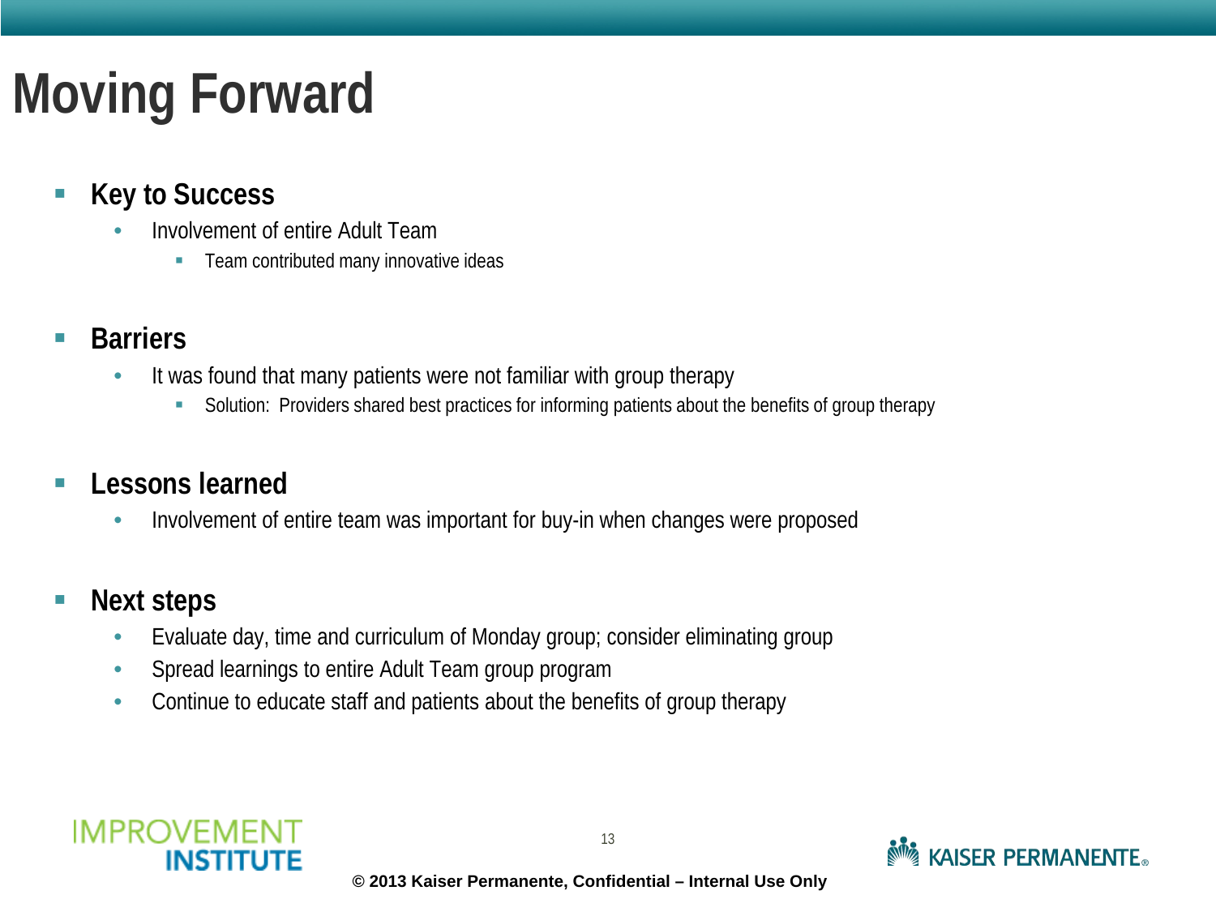# Moving Forward

- **Key to Success**
  - Involvement of entire Adult Team
    - Team contributed many innovative ideas

- **Barriers**
  - It was found that many patients were not familiar with group therapy
    - Solution: Providers shared best practices for informing patients about the benefits of group therapy

- **Lessons learned**
  - Involvement of entire team was important for buy-in when changes were proposed

- **Next steps**
  - Evaluate day, time and curriculum of Monday group; consider eliminating group
  - Spread learnings to entire Adult Team group program
  - Continue to educate staff and patients about the benefits of group therapy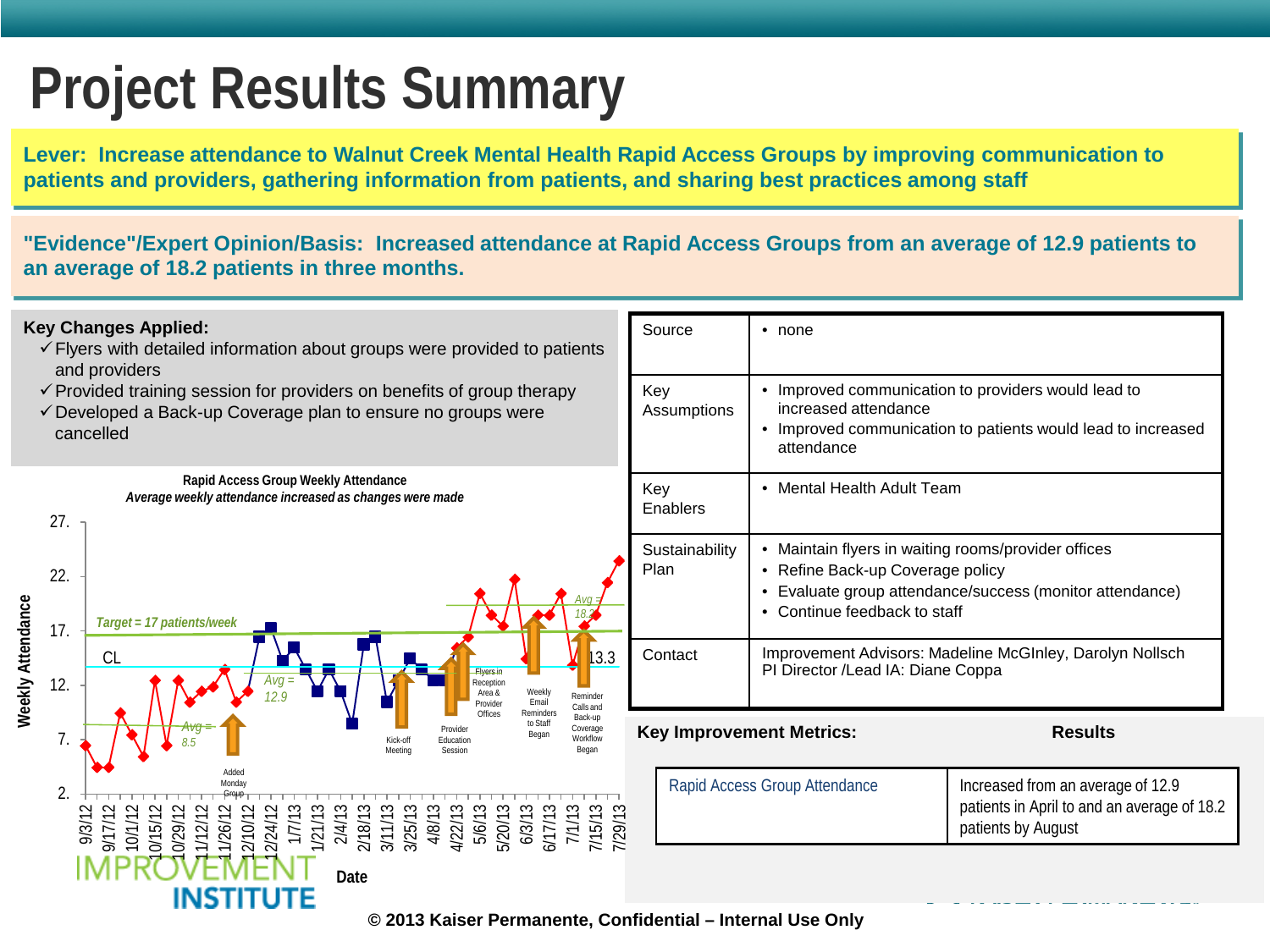# Project Results Summary

**Lever: Increase attendance to Walnut Creek Mental Health Rapid Access Groups by improving communication to patients and providers, gathering information from patients, and sharing best practices among staff**

**"Evidence"/Expert Opinion/Basis: Increased attendance at Rapid Access Groups from an average of 12.9 patients to an average of 18.2 patients in three months.**

**Key Changes Applied:**

- ✓ Flyers with detailed information about groups were provided to patients and providers
- ✓ Provided training session for providers on benefits of group therapy
- ✓ Developed a Back-up Coverage plan to ensure no groups were cancelled

**Rapid Access Group Weekly Attendance**

*Average weekly attendance increased as changes were made*

Chart annotations: Target = 17 patients/week; CL; Avg = 8.5; Avg = 12.9; Avg = 18.2; 13.3; Added Monday Group; Kick-off Meeting; Provider Education Session; Flyers in Reception Area & Provider Offices; Weekly Email Reminders to Staff Began; Reminder Calls and Back-up Coverage Workflow Began

Y-axis: Weekly Attendance (2. – 27.); X-axis: Date (9/3/12 – 7/29/13)

| | |
|---|---|
| Source | • none |
| Key Assumptions | • Improved communication to providers would lead to increased attendance<br>• Improved communication to patients would lead to increased attendance |
| Key Enablers | • Mental Health Adult Team |
| Sustainability Plan | • Maintain flyers in waiting rooms/provider offices<br>• Refine Back-up Coverage policy<br>• Evaluate group attendance/success (monitor attendance)<br>• Continue feedback to staff |
| Contact | Improvement Advisors: Madeline McGInley, Darolyn Nollsch<br>PI Director /Lead IA: Diane Coppa |

| Key Improvement Metrics: | Results |
|---|---|
| Rapid Access Group Attendance | Increased from an average of 12.9 patients in April to and an average of 18.2 patients by August |

IMPROVEMENT INSTITUTE

© 2013 Kaiser Permanente, Confidential – Internal Use Only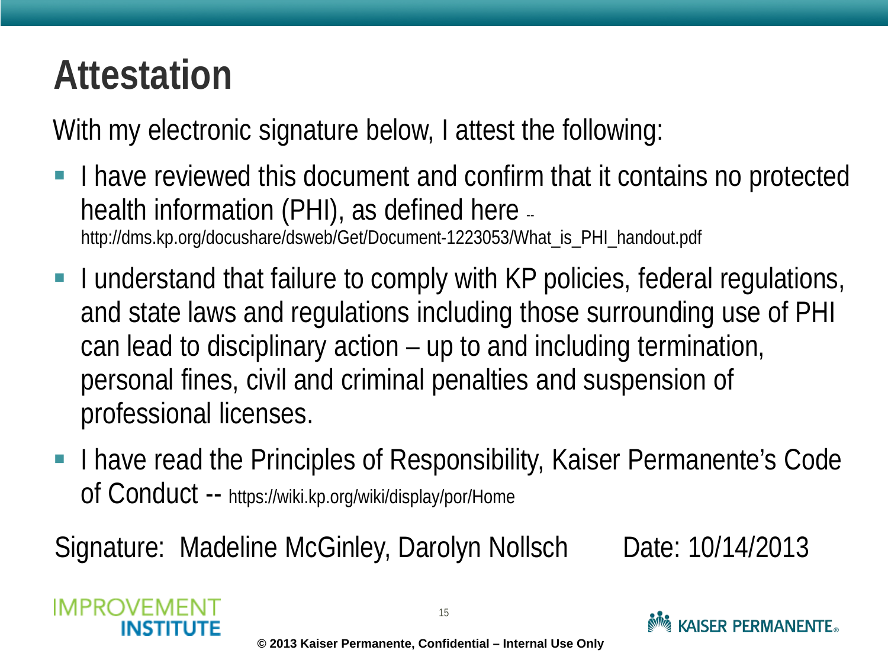# Attestation

With my electronic signature below, I attest the following:

- I have reviewed this document and confirm that it contains no protected health information (PHI), as defined here -- http://dms.kp.org/docushare/dsweb/Get/Document-1223053/What_is_PHI_handout.pdf
- I understand that failure to comply with KP policies, federal regulations, and state laws and regulations including those surrounding use of PHI can lead to disciplinary action – up to and including termination, personal fines, civil and criminal penalties and suspension of professional licenses.
- I have read the Principles of Responsibility, Kaiser Permanente's Code of Conduct -- https://wiki.kp.org/wiki/display/por/Home

Signature: Madeline McGinley, Darolyn Nollsch Date: 10/14/2013

© 2013 Kaiser Permanente, Confidential – Internal Use Only